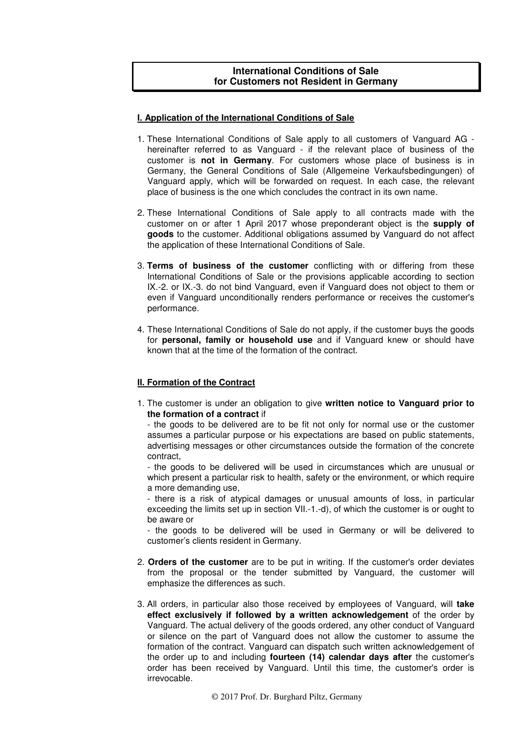# International Conditions of Sale for Customers not Resident in Germany

## I. Application of the International Conditions of Sale

1. These International Conditions of Sale apply to all customers of Vanguard AG - hereinafter referred to as Vanguard - if the relevant place of business of the customer is **not in Germany**. For customers whose place of business is in Germany, the General Conditions of Sale (Allgemeine Verkaufsbedingungen) of Vanguard apply, which will be forwarded on request. In each case, the relevant place of business is the one which concludes the contract in its own name.

2. These International Conditions of Sale apply to all contracts made with the customer on or after 1 April 2017 whose preponderant object is the **supply of goods** to the customer. Additional obligations assumed by Vanguard do not affect the application of these International Conditions of Sale.

3. **Terms of business of the customer** conflicting with or differing from these International Conditions of Sale or the provisions applicable according to section IX.-2. or IX.-3. do not bind Vanguard, even if Vanguard does not object to them or even if Vanguard unconditionally renders performance or receives the customer's performance.

4. These International Conditions of Sale do not apply, if the customer buys the goods for **personal, family or household use** and if Vanguard knew or should have known that at the time of the formation of the contract.

## II. Formation of the Contract

1. The customer is under an obligation to give **written notice to Vanguard prior to the formation of a contract** if
   - the goods to be delivered are to be fit not only for normal use or the customer assumes a particular purpose or his expectations are based on public statements, advertising messages or other circumstances outside the formation of the concrete contract,
   - the goods to be delivered will be used in circumstances which are unusual or which present a particular risk to health, safety or the environment, or which require a more demanding use,
   - there is a risk of atypical damages or unusual amounts of loss, in particular exceeding the limits set up in section VII.-1.-d), of which the customer is or ought to be aware or
   - the goods to be delivered will be used in Germany or will be delivered to customer's clients resident in Germany.

2. **Orders of the customer** are to be put in writing. If the customer's order deviates from the proposal or the tender submitted by Vanguard, the customer will emphasize the differences as such.

3. All orders, in particular also those received by employees of Vanguard, will **take effect exclusively if followed by a written acknowledgement** of the order by Vanguard. The actual delivery of the goods ordered, any other conduct of Vanguard or silence on the part of Vanguard does not allow the customer to assume the formation of the contract. Vanguard can dispatch such written acknowledgement of the order up to and including **fourteen (14) calendar days after** the customer's order has been received by Vanguard. Until this time, the customer's order is irrevocable.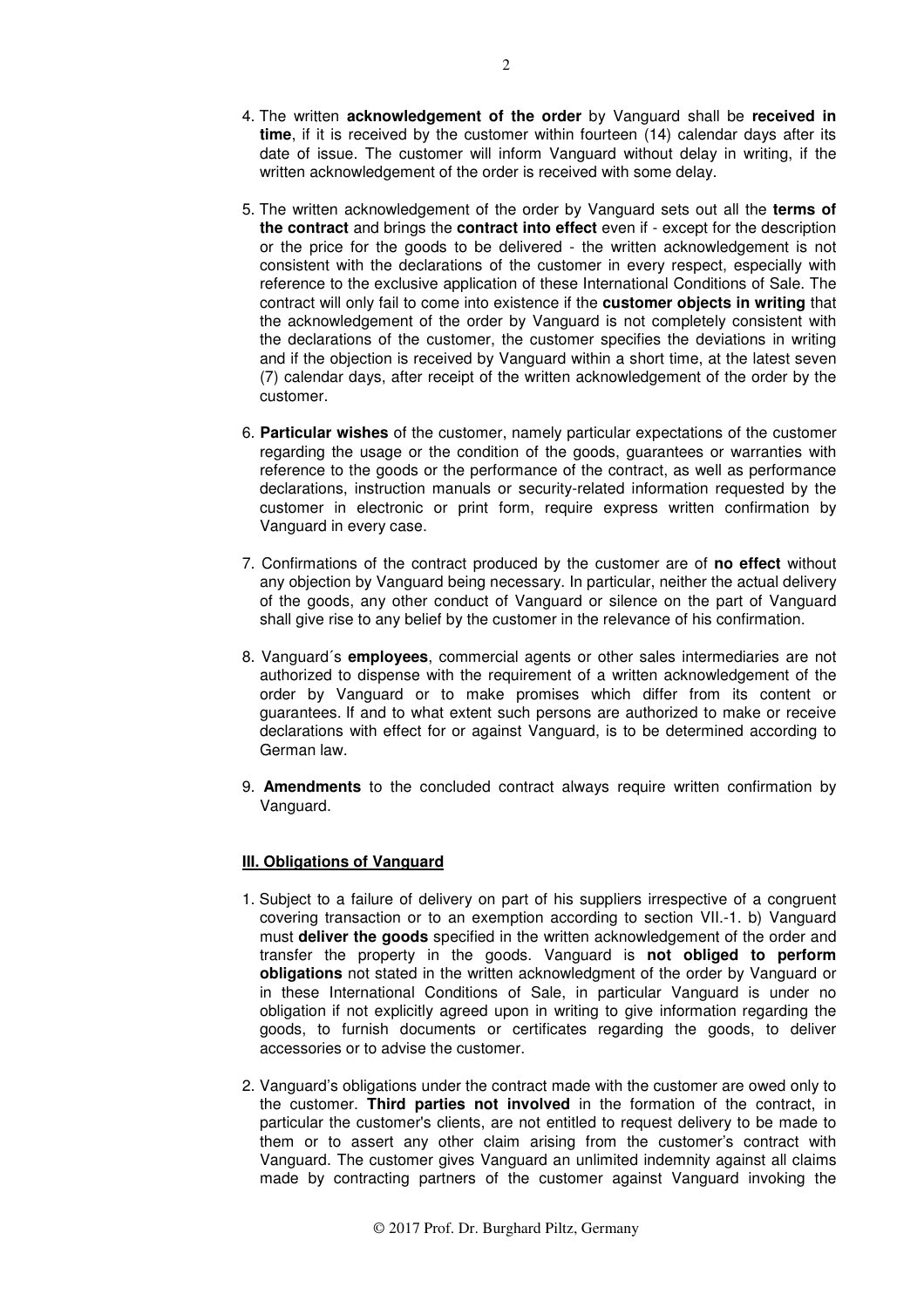4. The written **acknowledgement of the order** by Vanguard shall be **received in time**, if it is received by the customer within fourteen (14) calendar days after its date of issue. The customer will inform Vanguard without delay in writing, if the written acknowledgement of the order is received with some delay.

5. The written acknowledgement of the order by Vanguard sets out all the **terms of the contract** and brings the **contract into effect** even if - except for the description or the price for the goods to be delivered - the written acknowledgement is not consistent with the declarations of the customer in every respect, especially with reference to the exclusive application of these International Conditions of Sale. The contract will only fail to come into existence if the **customer objects in writing** that the acknowledgement of the order by Vanguard is not completely consistent with the declarations of the customer, the customer specifies the deviations in writing and if the objection is received by Vanguard within a short time, at the latest seven (7) calendar days, after receipt of the written acknowledgement of the order by the customer.

6. **Particular wishes** of the customer, namely particular expectations of the customer regarding the usage or the condition of the goods, guarantees or warranties with reference to the goods or the performance of the contract, as well as performance declarations, instruction manuals or security-related information requested by the customer in electronic or print form, require express written confirmation by Vanguard in every case.

7. Confirmations of the contract produced by the customer are of **no effect** without any objection by Vanguard being necessary. In particular, neither the actual delivery of the goods, any other conduct of Vanguard or silence on the part of Vanguard shall give rise to any belief by the customer in the relevance of his confirmation.

8. Vanguard´s **employees**, commercial agents or other sales intermediaries are not authorized to dispense with the requirement of a written acknowledgement of the order by Vanguard or to make promises which differ from its content or guarantees. If and to what extent such persons are authorized to make or receive declarations with effect for or against Vanguard, is to be determined according to German law.

9. **Amendments** to the concluded contract always require written confirmation by Vanguard.

## III. Obligations of Vanguard

1. Subject to a failure of delivery on part of his suppliers irrespective of a congruent covering transaction or to an exemption according to section VII.-1. b) Vanguard must **deliver the goods** specified in the written acknowledgement of the order and transfer the property in the goods. Vanguard is **not obliged to perform obligations** not stated in the written acknowledgment of the order by Vanguard or in these International Conditions of Sale, in particular Vanguard is under no obligation if not explicitly agreed upon in writing to give information regarding the goods, to furnish documents or certificates regarding the goods, to deliver accessories or to advise the customer.

2. Vanguard's obligations under the contract made with the customer are owed only to the customer. **Third parties not involved** in the formation of the contract, in particular the customer's clients, are not entitled to request delivery to be made to them or to assert any other claim arising from the customer's contract with Vanguard. The customer gives Vanguard an unlimited indemnity against all claims made by contracting partners of the customer against Vanguard invoking the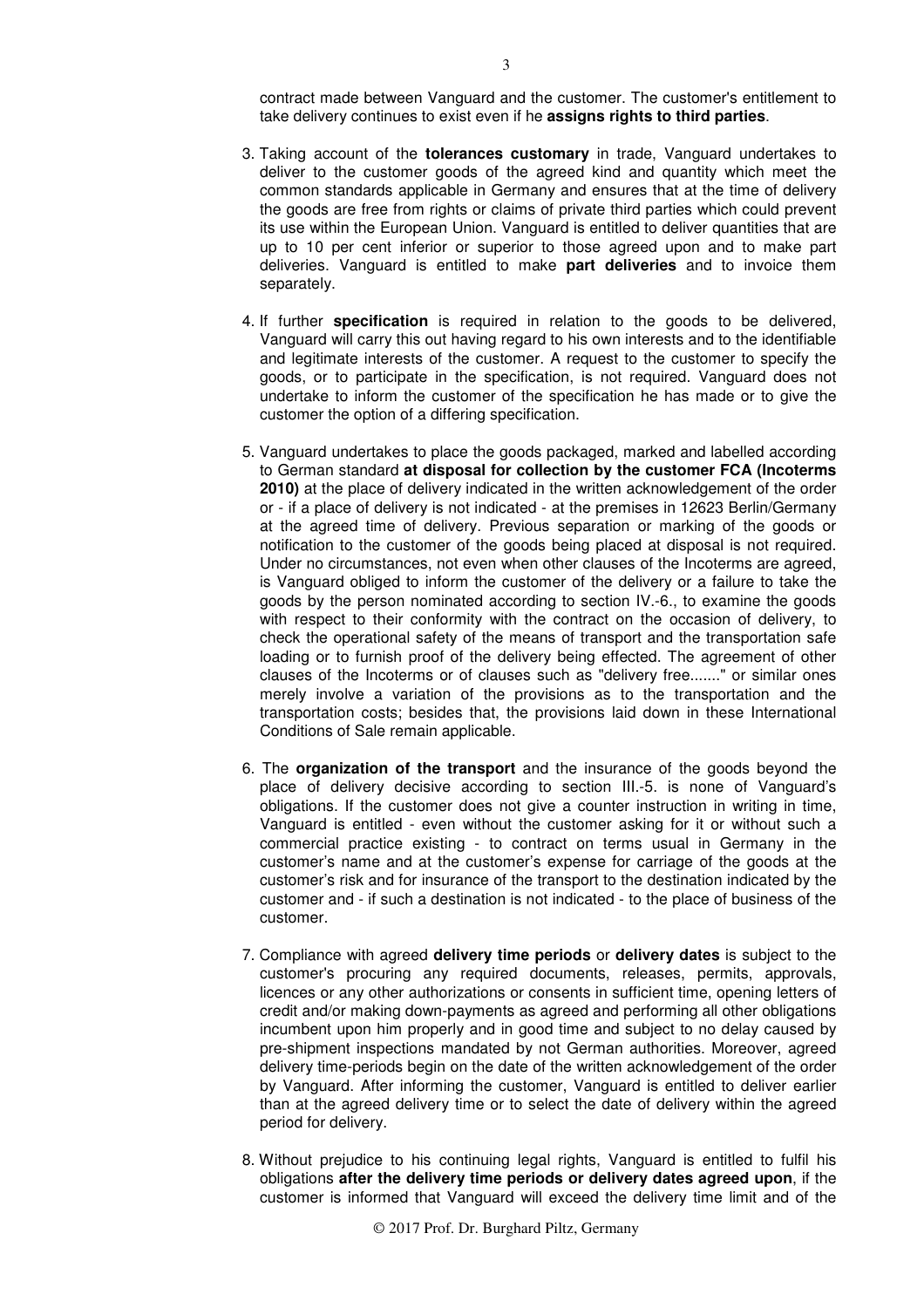contract made between Vanguard and the customer. The customer's entitlement to take delivery continues to exist even if he **assigns rights to third parties**.

3. Taking account of the **tolerances customary** in trade, Vanguard undertakes to deliver to the customer goods of the agreed kind and quantity which meet the common standards applicable in Germany and ensures that at the time of delivery the goods are free from rights or claims of private third parties which could prevent its use within the European Union. Vanguard is entitled to deliver quantities that are up to 10 per cent inferior or superior to those agreed upon and to make part deliveries. Vanguard is entitled to make **part deliveries** and to invoice them separately.

4. If further **specification** is required in relation to the goods to be delivered, Vanguard will carry this out having regard to his own interests and to the identifiable and legitimate interests of the customer. A request to the customer to specify the goods, or to participate in the specification, is not required. Vanguard does not undertake to inform the customer of the specification he has made or to give the customer the option of a differing specification.

5. Vanguard undertakes to place the goods packaged, marked and labelled according to German standard **at disposal for collection by the customer FCA (Incoterms 2010)** at the place of delivery indicated in the written acknowledgement of the order or - if a place of delivery is not indicated - at the premises in 12623 Berlin/Germany at the agreed time of delivery. Previous separation or marking of the goods or notification to the customer of the goods being placed at disposal is not required. Under no circumstances, not even when other clauses of the Incoterms are agreed, is Vanguard obliged to inform the customer of the delivery or a failure to take the goods by the person nominated according to section IV.-6., to examine the goods with respect to their conformity with the contract on the occasion of delivery, to check the operational safety of the means of transport and the transportation safe loading or to furnish proof of the delivery being effected. The agreement of other clauses of the Incoterms or of clauses such as "delivery free......." or similar ones merely involve a variation of the provisions as to the transportation and the transportation costs; besides that, the provisions laid down in these International Conditions of Sale remain applicable.

6. The **organization of the transport** and the insurance of the goods beyond the place of delivery decisive according to section III.-5. is none of Vanguard's obligations. If the customer does not give a counter instruction in writing in time, Vanguard is entitled - even without the customer asking for it or without such a commercial practice existing - to contract on terms usual in Germany in the customer's name and at the customer's expense for carriage of the goods at the customer's risk and for insurance of the transport to the destination indicated by the customer and - if such a destination is not indicated - to the place of business of the customer.

7. Compliance with agreed **delivery time periods** or **delivery dates** is subject to the customer's procuring any required documents, releases, permits, approvals, licences or any other authorizations or consents in sufficient time, opening letters of credit and/or making down-payments as agreed and performing all other obligations incumbent upon him properly and in good time and subject to no delay caused by pre-shipment inspections mandated by not German authorities. Moreover, agreed delivery time-periods begin on the date of the written acknowledgement of the order by Vanguard. After informing the customer, Vanguard is entitled to deliver earlier than at the agreed delivery time or to select the date of delivery within the agreed period for delivery.

8. Without prejudice to his continuing legal rights, Vanguard is entitled to fulfil his obligations **after the delivery time periods or delivery dates agreed upon**, if the customer is informed that Vanguard will exceed the delivery time limit and of the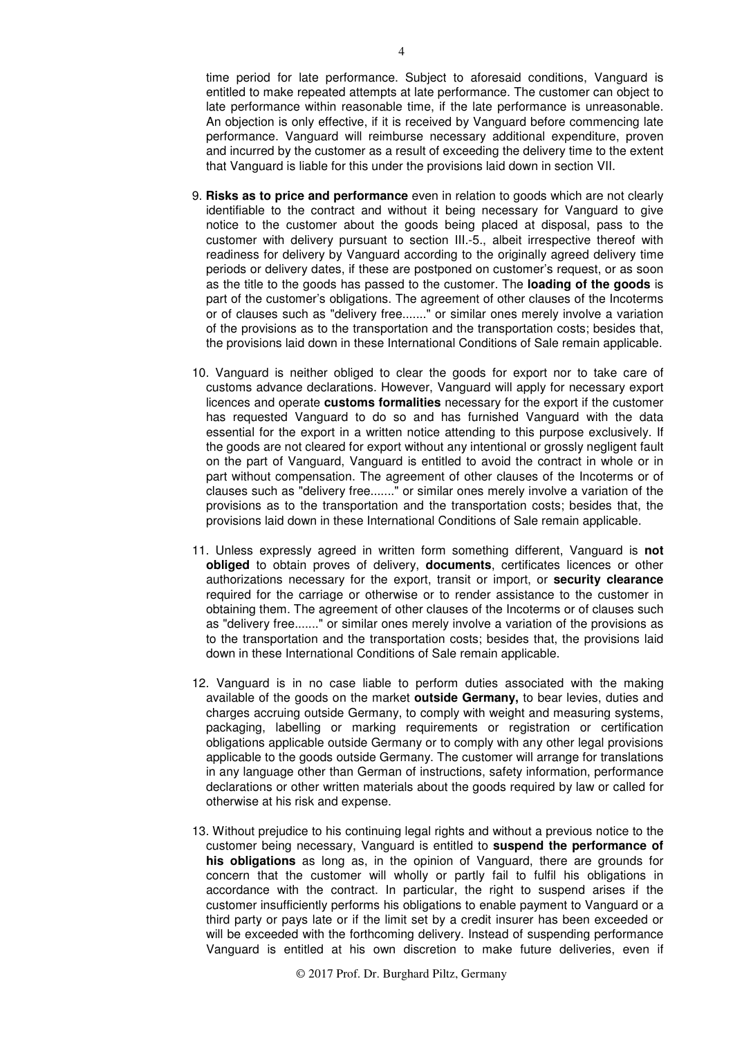time period for late performance. Subject to aforesaid conditions, Vanguard is entitled to make repeated attempts at late performance. The customer can object to late performance within reasonable time, if the late performance is unreasonable. An objection is only effective, if it is received by Vanguard before commencing late performance. Vanguard will reimburse necessary additional expenditure, proven and incurred by the customer as a result of exceeding the delivery time to the extent that Vanguard is liable for this under the provisions laid down in section VII.

9. **Risks as to price and performance** even in relation to goods which are not clearly identifiable to the contract and without it being necessary for Vanguard to give notice to the customer about the goods being placed at disposal, pass to the customer with delivery pursuant to section III.-5., albeit irrespective thereof with readiness for delivery by Vanguard according to the originally agreed delivery time periods or delivery dates, if these are postponed on customer's request, or as soon as the title to the goods has passed to the customer. The **loading of the goods** is part of the customer's obligations. The agreement of other clauses of the Incoterms or of clauses such as "delivery free......." or similar ones merely involve a variation of the provisions as to the transportation and the transportation costs; besides that, the provisions laid down in these International Conditions of Sale remain applicable.

10. Vanguard is neither obliged to clear the goods for export nor to take care of customs advance declarations. However, Vanguard will apply for necessary export licences and operate **customs formalities** necessary for the export if the customer has requested Vanguard to do so and has furnished Vanguard with the data essential for the export in a written notice attending to this purpose exclusively. If the goods are not cleared for export without any intentional or grossly negligent fault on the part of Vanguard, Vanguard is entitled to avoid the contract in whole or in part without compensation. The agreement of other clauses of the Incoterms or of clauses such as "delivery free......." or similar ones merely involve a variation of the provisions as to the transportation and the transportation costs; besides that, the provisions laid down in these International Conditions of Sale remain applicable.

11. Unless expressly agreed in written form something different, Vanguard is **not obliged** to obtain proves of delivery, **documents**, certificates licences or other authorizations necessary for the export, transit or import, or **security clearance** required for the carriage or otherwise or to render assistance to the customer in obtaining them. The agreement of other clauses of the Incoterms or of clauses such as "delivery free......." or similar ones merely involve a variation of the provisions as to the transportation and the transportation costs; besides that, the provisions laid down in these International Conditions of Sale remain applicable.

12. Vanguard is in no case liable to perform duties associated with the making available of the goods on the market **outside Germany,** to bear levies, duties and charges accruing outside Germany, to comply with weight and measuring systems, packaging, labelling or marking requirements or registration or certification obligations applicable outside Germany or to comply with any other legal provisions applicable to the goods outside Germany. The customer will arrange for translations in any language other than German of instructions, safety information, performance declarations or other written materials about the goods required by law or called for otherwise at his risk and expense.

13. Without prejudice to his continuing legal rights and without a previous notice to the customer being necessary, Vanguard is entitled to **suspend the performance of his obligations** as long as, in the opinion of Vanguard, there are grounds for concern that the customer will wholly or partly fail to fulfil his obligations in accordance with the contract. In particular, the right to suspend arises if the customer insufficiently performs his obligations to enable payment to Vanguard or a third party or pays late or if the limit set by a credit insurer has been exceeded or will be exceeded with the forthcoming delivery. Instead of suspending performance Vanguard is entitled at his own discretion to make future deliveries, even if

© 2017 Prof. Dr. Burghard Piltz, Germany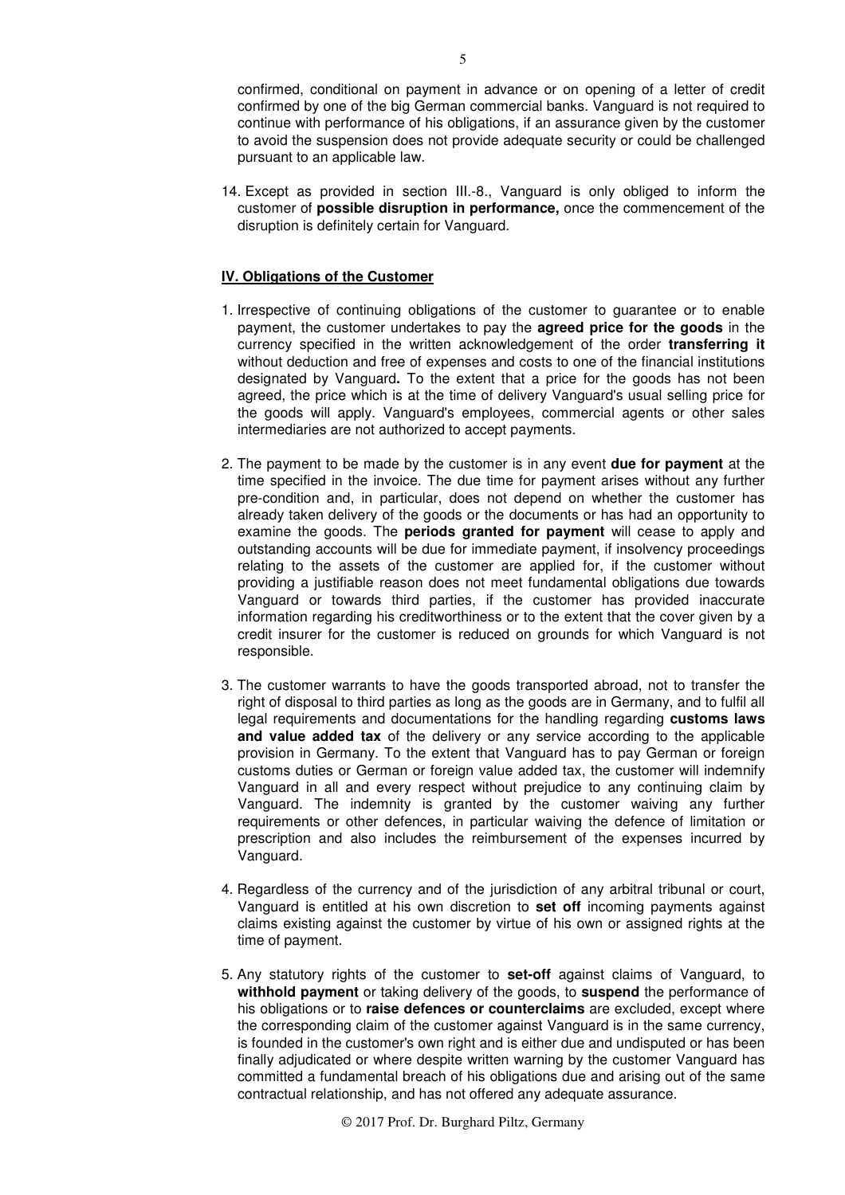confirmed, conditional on payment in advance or on opening of a letter of credit confirmed by one of the big German commercial banks. Vanguard is not required to continue with performance of his obligations, if an assurance given by the customer to avoid the suspension does not provide adequate security or could be challenged pursuant to an applicable law.

14. Except as provided in section III.-8., Vanguard is only obliged to inform the customer of **possible disruption in performance,** once the commencement of the disruption is definitely certain for Vanguard.

## IV. Obligations of the Customer

1. Irrespective of continuing obligations of the customer to guarantee or to enable payment, the customer undertakes to pay the **agreed price for the goods** in the currency specified in the written acknowledgement of the order **transferring it** without deduction and free of expenses and costs to one of the financial institutions designated by Vanguard**.** To the extent that a price for the goods has not been agreed, the price which is at the time of delivery Vanguard's usual selling price for the goods will apply. Vanguard's employees, commercial agents or other sales intermediaries are not authorized to accept payments.

2. The payment to be made by the customer is in any event **due for payment** at the time specified in the invoice. The due time for payment arises without any further pre-condition and, in particular, does not depend on whether the customer has already taken delivery of the goods or the documents or has had an opportunity to examine the goods. The **periods granted for payment** will cease to apply and outstanding accounts will be due for immediate payment, if insolvency proceedings relating to the assets of the customer are applied for, if the customer without providing a justifiable reason does not meet fundamental obligations due towards Vanguard or towards third parties, if the customer has provided inaccurate information regarding his creditworthiness or to the extent that the cover given by a credit insurer for the customer is reduced on grounds for which Vanguard is not responsible.

3. The customer warrants to have the goods transported abroad, not to transfer the right of disposal to third parties as long as the goods are in Germany, and to fulfil all legal requirements and documentations for the handling regarding **customs laws and value added tax** of the delivery or any service according to the applicable provision in Germany. To the extent that Vanguard has to pay German or foreign customs duties or German or foreign value added tax, the customer will indemnify Vanguard in all and every respect without prejudice to any continuing claim by Vanguard. The indemnity is granted by the customer waiving any further requirements or other defences, in particular waiving the defence of limitation or prescription and also includes the reimbursement of the expenses incurred by Vanguard.

4. Regardless of the currency and of the jurisdiction of any arbitral tribunal or court, Vanguard is entitled at his own discretion to **set off** incoming payments against claims existing against the customer by virtue of his own or assigned rights at the time of payment.

5. Any statutory rights of the customer to **set-off** against claims of Vanguard, to **withhold payment** or taking delivery of the goods, to **suspend** the performance of his obligations or to **raise defences or counterclaims** are excluded, except where the corresponding claim of the customer against Vanguard is in the same currency, is founded in the customer's own right and is either due and undisputed or has been finally adjudicated or where despite written warning by the customer Vanguard has committed a fundamental breach of his obligations due and arising out of the same contractual relationship, and has not offered any adequate assurance.

© 2017 Prof. Dr. Burghard Piltz, Germany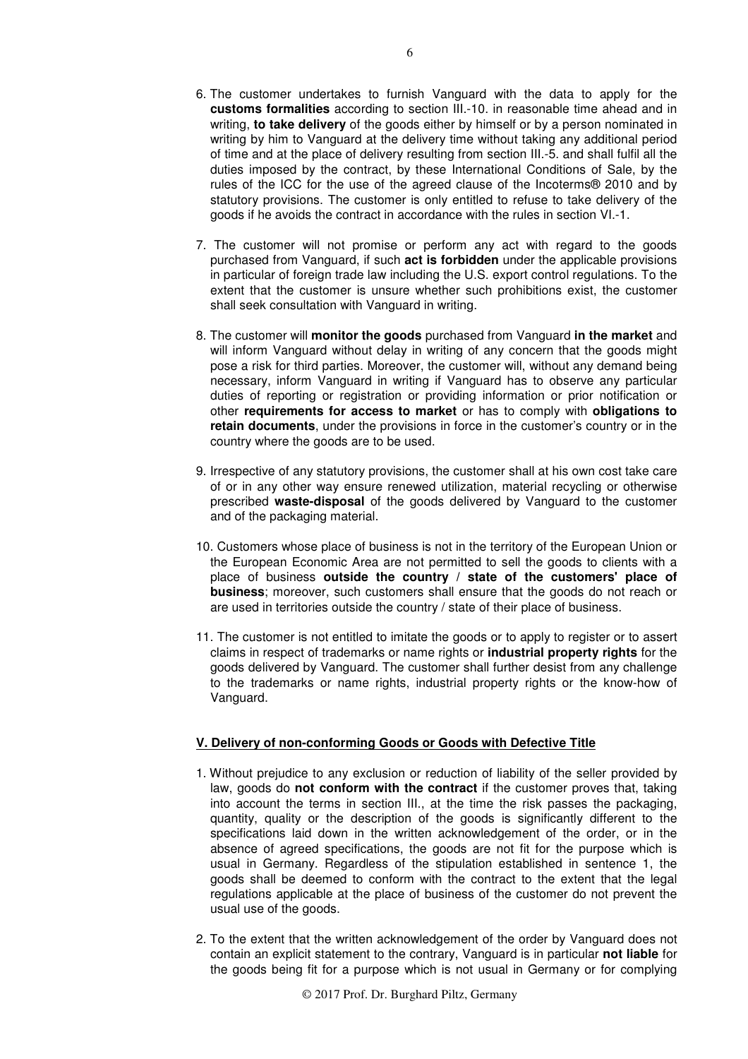6. The customer undertakes to furnish Vanguard with the data to apply for the **customs formalities** according to section III.-10. in reasonable time ahead and in writing, **to take delivery** of the goods either by himself or by a person nominated in writing by him to Vanguard at the delivery time without taking any additional period of time and at the place of delivery resulting from section III.-5. and shall fulfil all the duties imposed by the contract, by these International Conditions of Sale, by the rules of the ICC for the use of the agreed clause of the Incoterms® 2010 and by statutory provisions. The customer is only entitled to refuse to take delivery of the goods if he avoids the contract in accordance with the rules in section VI.-1.

7. The customer will not promise or perform any act with regard to the goods purchased from Vanguard, if such **act is forbidden** under the applicable provisions in particular of foreign trade law including the U.S. export control regulations. To the extent that the customer is unsure whether such prohibitions exist, the customer shall seek consultation with Vanguard in writing.

8. The customer will **monitor the goods** purchased from Vanguard **in the market** and will inform Vanguard without delay in writing of any concern that the goods might pose a risk for third parties. Moreover, the customer will, without any demand being necessary, inform Vanguard in writing if Vanguard has to observe any particular duties of reporting or registration or providing information or prior notification or other **requirements for access to market** or has to comply with **obligations to retain documents**, under the provisions in force in the customer's country or in the country where the goods are to be used.

9. Irrespective of any statutory provisions, the customer shall at his own cost take care of or in any other way ensure renewed utilization, material recycling or otherwise prescribed **waste-disposal** of the goods delivered by Vanguard to the customer and of the packaging material.

10. Customers whose place of business is not in the territory of the European Union or the European Economic Area are not permitted to sell the goods to clients with a place of business **outside the country / state of the customers' place of business**; moreover, such customers shall ensure that the goods do not reach or are used in territories outside the country / state of their place of business.

11. The customer is not entitled to imitate the goods or to apply to register or to assert claims in respect of trademarks or name rights or **industrial property rights** for the goods delivered by Vanguard. The customer shall further desist from any challenge to the trademarks or name rights, industrial property rights or the know-how of Vanguard.

## V. Delivery of non-conforming Goods or Goods with Defective Title

1. Without prejudice to any exclusion or reduction of liability of the seller provided by law, goods do **not conform with the contract** if the customer proves that, taking into account the terms in section III., at the time the risk passes the packaging, quantity, quality or the description of the goods is significantly different to the specifications laid down in the written acknowledgement of the order, or in the absence of agreed specifications, the goods are not fit for the purpose which is usual in Germany. Regardless of the stipulation established in sentence 1, the goods shall be deemed to conform with the contract to the extent that the legal regulations applicable at the place of business of the customer do not prevent the usual use of the goods.

2. To the extent that the written acknowledgement of the order by Vanguard does not contain an explicit statement to the contrary, Vanguard is in particular **not liable** for the goods being fit for a purpose which is not usual in Germany or for complying

© 2017 Prof. Dr. Burghard Piltz, Germany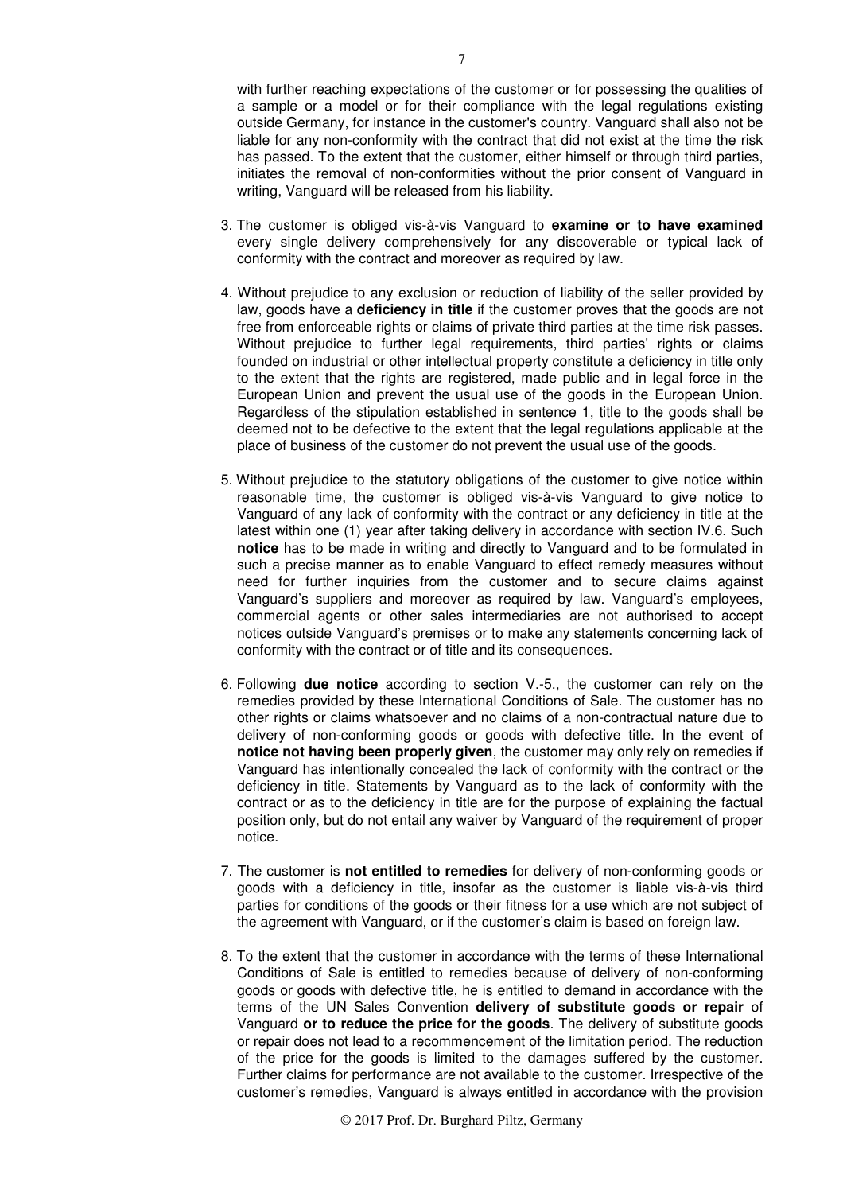with further reaching expectations of the customer or for possessing the qualities of a sample or a model or for their compliance with the legal regulations existing outside Germany, for instance in the customer's country. Vanguard shall also not be liable for any non-conformity with the contract that did not exist at the time the risk has passed. To the extent that the customer, either himself or through third parties, initiates the removal of non-conformities without the prior consent of Vanguard in writing, Vanguard will be released from his liability.

3. The customer is obliged vis-à-vis Vanguard to **examine or to have examined** every single delivery comprehensively for any discoverable or typical lack of conformity with the contract and moreover as required by law.

4. Without prejudice to any exclusion or reduction of liability of the seller provided by law, goods have a **deficiency in title** if the customer proves that the goods are not free from enforceable rights or claims of private third parties at the time risk passes. Without prejudice to further legal requirements, third parties' rights or claims founded on industrial or other intellectual property constitute a deficiency in title only to the extent that the rights are registered, made public and in legal force in the European Union and prevent the usual use of the goods in the European Union. Regardless of the stipulation established in sentence 1, title to the goods shall be deemed not to be defective to the extent that the legal regulations applicable at the place of business of the customer do not prevent the usual use of the goods.

5. Without prejudice to the statutory obligations of the customer to give notice within reasonable time, the customer is obliged vis-à-vis Vanguard to give notice to Vanguard of any lack of conformity with the contract or any deficiency in title at the latest within one (1) year after taking delivery in accordance with section IV.6. Such **notice** has to be made in writing and directly to Vanguard and to be formulated in such a precise manner as to enable Vanguard to effect remedy measures without need for further inquiries from the customer and to secure claims against Vanguard's suppliers and moreover as required by law. Vanguard's employees, commercial agents or other sales intermediaries are not authorised to accept notices outside Vanguard's premises or to make any statements concerning lack of conformity with the contract or of title and its consequences.

6. Following **due notice** according to section V.-5., the customer can rely on the remedies provided by these International Conditions of Sale. The customer has no other rights or claims whatsoever and no claims of a non-contractual nature due to delivery of non-conforming goods or goods with defective title. In the event of **notice not having been properly given**, the customer may only rely on remedies if Vanguard has intentionally concealed the lack of conformity with the contract or the deficiency in title. Statements by Vanguard as to the lack of conformity with the contract or as to the deficiency in title are for the purpose of explaining the factual position only, but do not entail any waiver by Vanguard of the requirement of proper notice.

7. The customer is **not entitled to remedies** for delivery of non-conforming goods or goods with a deficiency in title, insofar as the customer is liable vis-à-vis third parties for conditions of the goods or their fitness for a use which are not subject of the agreement with Vanguard, or if the customer's claim is based on foreign law.

8. To the extent that the customer in accordance with the terms of these International Conditions of Sale is entitled to remedies because of delivery of non-conforming goods or goods with defective title, he is entitled to demand in accordance with the terms of the UN Sales Convention **delivery of substitute goods or repair** of Vanguard **or to reduce the price for the goods**. The delivery of substitute goods or repair does not lead to a recommencement of the limitation period. The reduction of the price for the goods is limited to the damages suffered by the customer. Further claims for performance are not available to the customer. Irrespective of the customer's remedies, Vanguard is always entitled in accordance with the provision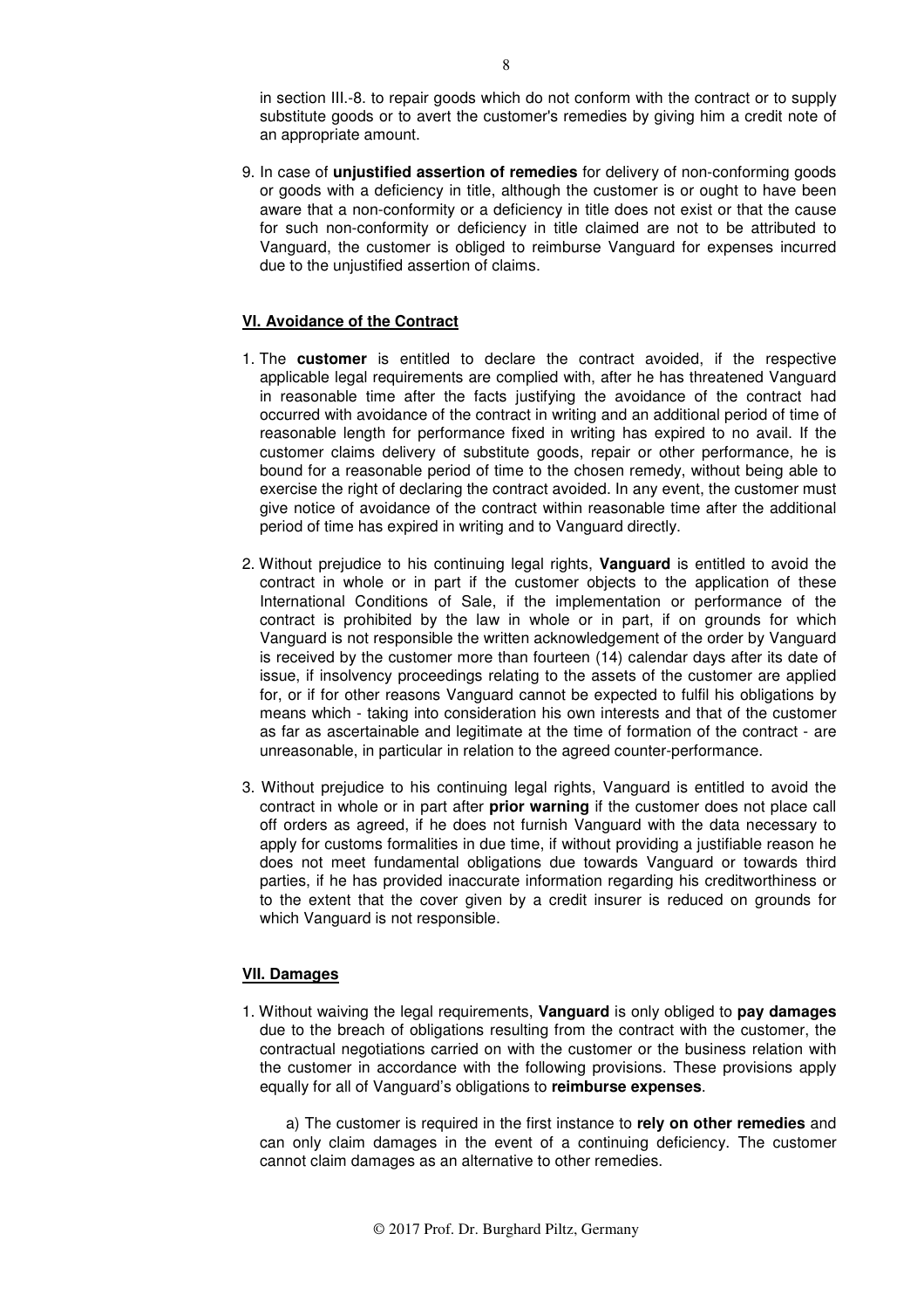in section III.-8. to repair goods which do not conform with the contract or to supply substitute goods or to avert the customer's remedies by giving him a credit note of an appropriate amount.

9. In case of **unjustified assertion of remedies** for delivery of non-conforming goods or goods with a deficiency in title, although the customer is or ought to have been aware that a non-conformity or a deficiency in title does not exist or that the cause for such non-conformity or deficiency in title claimed are not to be attributed to Vanguard, the customer is obliged to reimburse Vanguard for expenses incurred due to the unjustified assertion of claims.

## VI. Avoidance of the Contract

1. The **customer** is entitled to declare the contract avoided, if the respective applicable legal requirements are complied with, after he has threatened Vanguard in reasonable time after the facts justifying the avoidance of the contract had occurred with avoidance of the contract in writing and an additional period of time of reasonable length for performance fixed in writing has expired to no avail. If the customer claims delivery of substitute goods, repair or other performance, he is bound for a reasonable period of time to the chosen remedy, without being able to exercise the right of declaring the contract avoided. In any event, the customer must give notice of avoidance of the contract within reasonable time after the additional period of time has expired in writing and to Vanguard directly.

2. Without prejudice to his continuing legal rights, **Vanguard** is entitled to avoid the contract in whole or in part if the customer objects to the application of these International Conditions of Sale, if the implementation or performance of the contract is prohibited by the law in whole or in part, if on grounds for which Vanguard is not responsible the written acknowledgement of the order by Vanguard is received by the customer more than fourteen (14) calendar days after its date of issue, if insolvency proceedings relating to the assets of the customer are applied for, or if for other reasons Vanguard cannot be expected to fulfil his obligations by means which - taking into consideration his own interests and that of the customer as far as ascertainable and legitimate at the time of formation of the contract - are unreasonable, in particular in relation to the agreed counter-performance.

3. Without prejudice to his continuing legal rights, Vanguard is entitled to avoid the contract in whole or in part after **prior warning** if the customer does not place call off orders as agreed, if he does not furnish Vanguard with the data necessary to apply for customs formalities in due time, if without providing a justifiable reason he does not meet fundamental obligations due towards Vanguard or towards third parties, if he has provided inaccurate information regarding his creditworthiness or to the extent that the cover given by a credit insurer is reduced on grounds for which Vanguard is not responsible.

## VII. Damages

1. Without waiving the legal requirements, **Vanguard** is only obliged to **pay damages** due to the breach of obligations resulting from the contract with the customer, the contractual negotiations carried on with the customer or the business relation with the customer in accordance with the following provisions. These provisions apply equally for all of Vanguard's obligations to **reimburse expenses**.

   a) The customer is required in the first instance to **rely on other remedies** and can only claim damages in the event of a continuing deficiency. The customer cannot claim damages as an alternative to other remedies.

© 2017 Prof. Dr. Burghard Piltz, Germany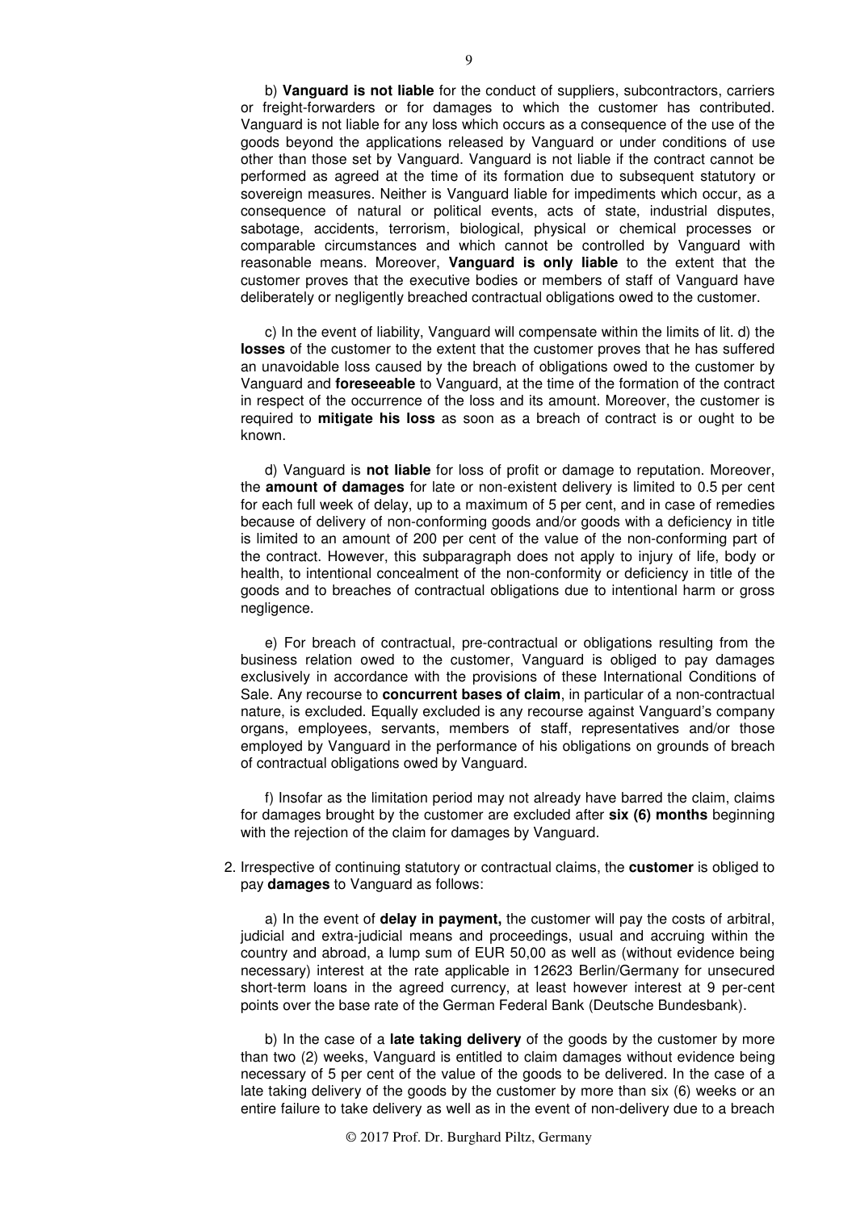b) **Vanguard is not liable** for the conduct of suppliers, subcontractors, carriers or freight-forwarders or for damages to which the customer has contributed. Vanguard is not liable for any loss which occurs as a consequence of the use of the goods beyond the applications released by Vanguard or under conditions of use other than those set by Vanguard. Vanguard is not liable if the contract cannot be performed as agreed at the time of its formation due to subsequent statutory or sovereign measures. Neither is Vanguard liable for impediments which occur, as a consequence of natural or political events, acts of state, industrial disputes, sabotage, accidents, terrorism, biological, physical or chemical processes or comparable circumstances and which cannot be controlled by Vanguard with reasonable means. Moreover, **Vanguard is only liable** to the extent that the customer proves that the executive bodies or members of staff of Vanguard have deliberately or negligently breached contractual obligations owed to the customer.

c) In the event of liability, Vanguard will compensate within the limits of lit. d) the **losses** of the customer to the extent that the customer proves that he has suffered an unavoidable loss caused by the breach of obligations owed to the customer by Vanguard and **foreseeable** to Vanguard, at the time of the formation of the contract in respect of the occurrence of the loss and its amount. Moreover, the customer is required to **mitigate his loss** as soon as a breach of contract is or ought to be known.

d) Vanguard is **not liable** for loss of profit or damage to reputation. Moreover, the **amount of damages** for late or non-existent delivery is limited to 0.5 per cent for each full week of delay, up to a maximum of 5 per cent, and in case of remedies because of delivery of non-conforming goods and/or goods with a deficiency in title is limited to an amount of 200 per cent of the value of the non-conforming part of the contract. However, this subparagraph does not apply to injury of life, body or health, to intentional concealment of the non-conformity or deficiency in title of the goods and to breaches of contractual obligations due to intentional harm or gross negligence.

e) For breach of contractual, pre-contractual or obligations resulting from the business relation owed to the customer, Vanguard is obliged to pay damages exclusively in accordance with the provisions of these International Conditions of Sale. Any recourse to **concurrent bases of claim**, in particular of a non-contractual nature, is excluded. Equally excluded is any recourse against Vanguard's company organs, employees, servants, members of staff, representatives and/or those employed by Vanguard in the performance of his obligations on grounds of breach of contractual obligations owed by Vanguard.

f) Insofar as the limitation period may not already have barred the claim, claims for damages brought by the customer are excluded after **six (6) months** beginning with the rejection of the claim for damages by Vanguard.

2. Irrespective of continuing statutory or contractual claims, the **customer** is obliged to pay **damages** to Vanguard as follows:

a) In the event of **delay in payment,** the customer will pay the costs of arbitral, judicial and extra-judicial means and proceedings, usual and accruing within the country and abroad, a lump sum of EUR 50,00 as well as (without evidence being necessary) interest at the rate applicable in 12623 Berlin/Germany for unsecured short-term loans in the agreed currency, at least however interest at 9 per-cent points over the base rate of the German Federal Bank (Deutsche Bundesbank).

b) In the case of a **late taking delivery** of the goods by the customer by more than two (2) weeks, Vanguard is entitled to claim damages without evidence being necessary of 5 per cent of the value of the goods to be delivered. In the case of a late taking delivery of the goods by the customer by more than six (6) weeks or an entire failure to take delivery as well as in the event of non-delivery due to a breach

© 2017 Prof. Dr. Burghard Piltz, Germany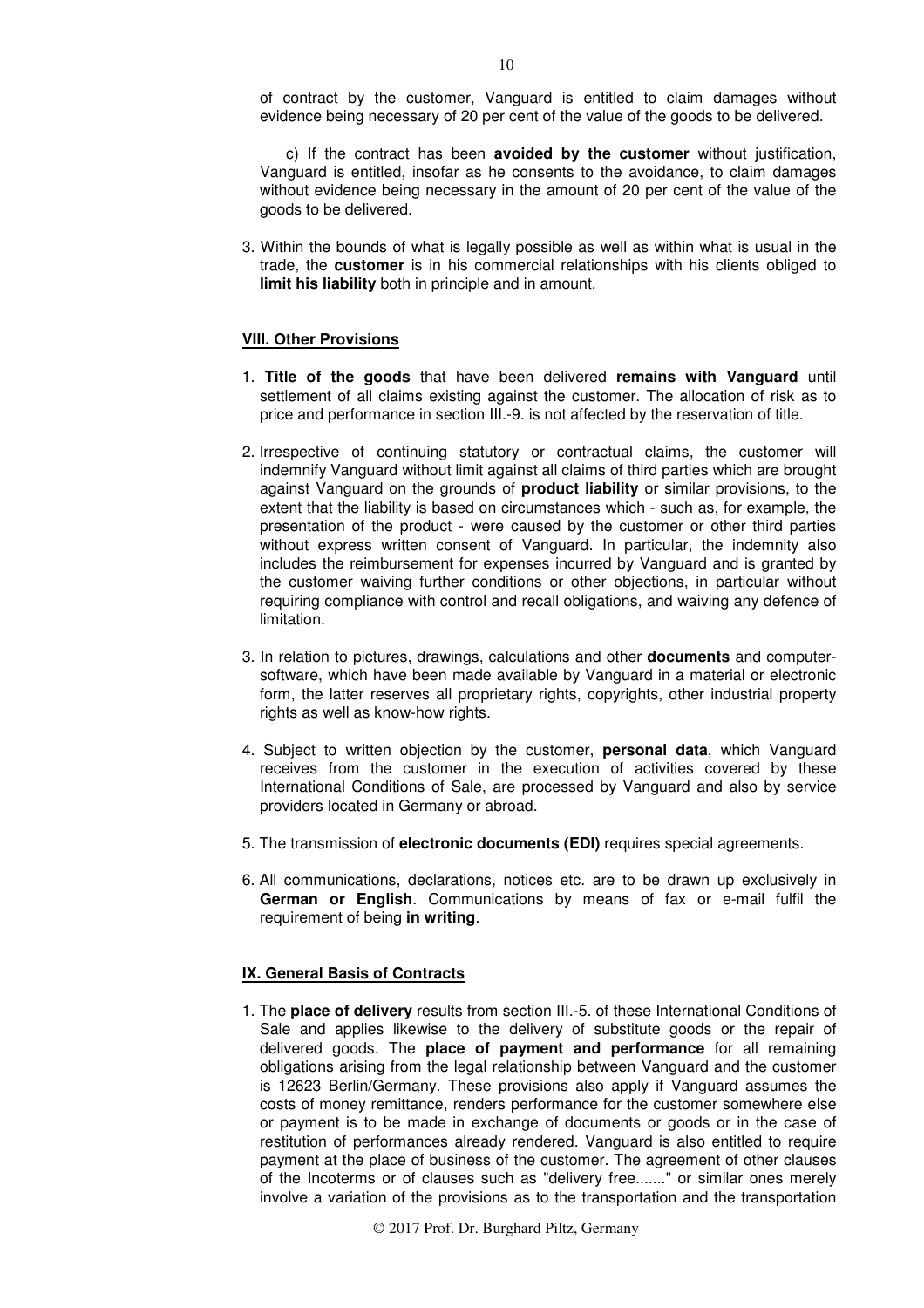of contract by the customer, Vanguard is entitled to claim damages without evidence being necessary of 20 per cent of the value of the goods to be delivered.

c) If the contract has been **avoided by the customer** without justification, Vanguard is entitled, insofar as he consents to the avoidance, to claim damages without evidence being necessary in the amount of 20 per cent of the value of the goods to be delivered.

3. Within the bounds of what is legally possible as well as within what is usual in the trade, the **customer** is in his commercial relationships with his clients obliged to **limit his liability** both in principle and in amount.

## VIII. Other Provisions

1. **Title of the goods** that have been delivered **remains with Vanguard** until settlement of all claims existing against the customer. The allocation of risk as to price and performance in section III.-9. is not affected by the reservation of title.

2. Irrespective of continuing statutory or contractual claims, the customer will indemnify Vanguard without limit against all claims of third parties which are brought against Vanguard on the grounds of **product liability** or similar provisions, to the extent that the liability is based on circumstances which - such as, for example, the presentation of the product - were caused by the customer or other third parties without express written consent of Vanguard. In particular, the indemnity also includes the reimbursement for expenses incurred by Vanguard and is granted by the customer waiving further conditions or other objections, in particular without requiring compliance with control and recall obligations, and waiving any defence of limitation.

3. In relation to pictures, drawings, calculations and other **documents** and computer-software, which have been made available by Vanguard in a material or electronic form, the latter reserves all proprietary rights, copyrights, other industrial property rights as well as know-how rights.

4. Subject to written objection by the customer, **personal data**, which Vanguard receives from the customer in the execution of activities covered by these International Conditions of Sale, are processed by Vanguard and also by service providers located in Germany or abroad.

5. The transmission of **electronic documents (EDI)** requires special agreements.

6. All communications, declarations, notices etc. are to be drawn up exclusively in **German or English**. Communications by means of fax or e-mail fulfil the requirement of being **in writing**.

## IX. General Basis of Contracts

1. The **place of delivery** results from section III.-5. of these International Conditions of Sale and applies likewise to the delivery of substitute goods or the repair of delivered goods. The **place of payment and performance** for all remaining obligations arising from the legal relationship between Vanguard and the customer is 12623 Berlin/Germany. These provisions also apply if Vanguard assumes the costs of money remittance, renders performance for the customer somewhere else or payment is to be made in exchange of documents or goods or in the case of restitution of performances already rendered. Vanguard is also entitled to require payment at the place of business of the customer. The agreement of other clauses of the Incoterms or of clauses such as "delivery free......." or similar ones merely involve a variation of the provisions as to the transportation and the transportation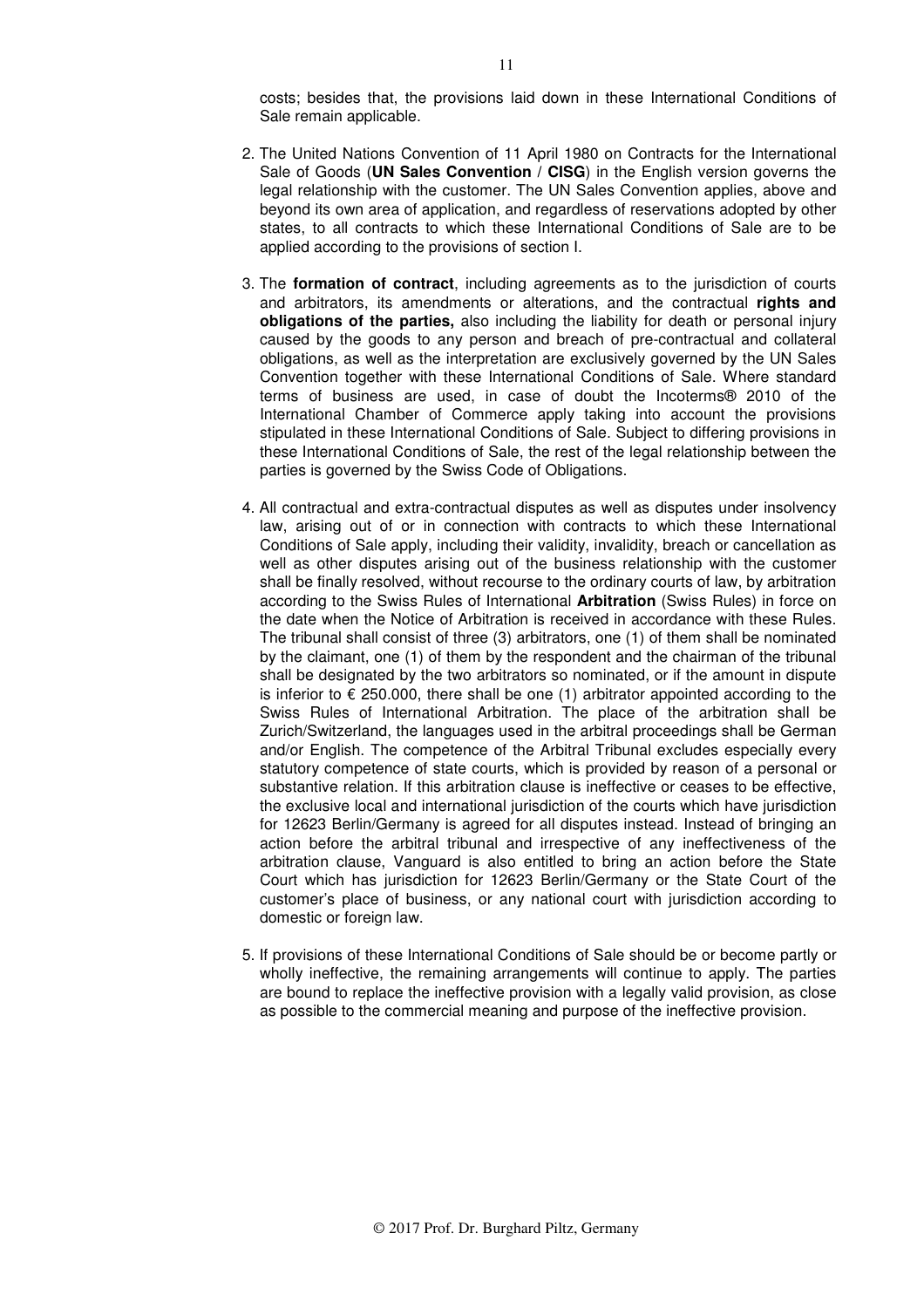costs; besides that, the provisions laid down in these International Conditions of Sale remain applicable.

2. The United Nations Convention of 11 April 1980 on Contracts for the International Sale of Goods (**UN Sales Convention** / **CISG**) in the English version governs the legal relationship with the customer. The UN Sales Convention applies, above and beyond its own area of application, and regardless of reservations adopted by other states, to all contracts to which these International Conditions of Sale are to be applied according to the provisions of section I.

3. The **formation of contract**, including agreements as to the jurisdiction of courts and arbitrators, its amendments or alterations, and the contractual **rights and obligations of the parties,** also including the liability for death or personal injury caused by the goods to any person and breach of pre-contractual and collateral obligations, as well as the interpretation are exclusively governed by the UN Sales Convention together with these International Conditions of Sale. Where standard terms of business are used, in case of doubt the Incoterms® 2010 of the International Chamber of Commerce apply taking into account the provisions stipulated in these International Conditions of Sale. Subject to differing provisions in these International Conditions of Sale, the rest of the legal relationship between the parties is governed by the Swiss Code of Obligations.

4. All contractual and extra-contractual disputes as well as disputes under insolvency law, arising out of or in connection with contracts to which these International Conditions of Sale apply, including their validity, invalidity, breach or cancellation as well as other disputes arising out of the business relationship with the customer shall be finally resolved, without recourse to the ordinary courts of law, by arbitration according to the Swiss Rules of International **Arbitration** (Swiss Rules) in force on the date when the Notice of Arbitration is received in accordance with these Rules. The tribunal shall consist of three (3) arbitrators, one (1) of them shall be nominated by the claimant, one (1) of them by the respondent and the chairman of the tribunal shall be designated by the two arbitrators so nominated, or if the amount in dispute is inferior to € 250.000, there shall be one (1) arbitrator appointed according to the Swiss Rules of International Arbitration. The place of the arbitration shall be Zurich/Switzerland, the languages used in the arbitral proceedings shall be German and/or English. The competence of the Arbitral Tribunal excludes especially every statutory competence of state courts, which is provided by reason of a personal or substantive relation. If this arbitration clause is ineffective or ceases to be effective, the exclusive local and international jurisdiction of the courts which have jurisdiction for 12623 Berlin/Germany is agreed for all disputes instead. Instead of bringing an action before the arbitral tribunal and irrespective of any ineffectiveness of the arbitration clause, Vanguard is also entitled to bring an action before the State Court which has jurisdiction for 12623 Berlin/Germany or the State Court of the customer's place of business, or any national court with jurisdiction according to domestic or foreign law.

5. If provisions of these International Conditions of Sale should be or become partly or wholly ineffective, the remaining arrangements will continue to apply. The parties are bound to replace the ineffective provision with a legally valid provision, as close as possible to the commercial meaning and purpose of the ineffective provision.

© 2017 Prof. Dr. Burghard Piltz, Germany